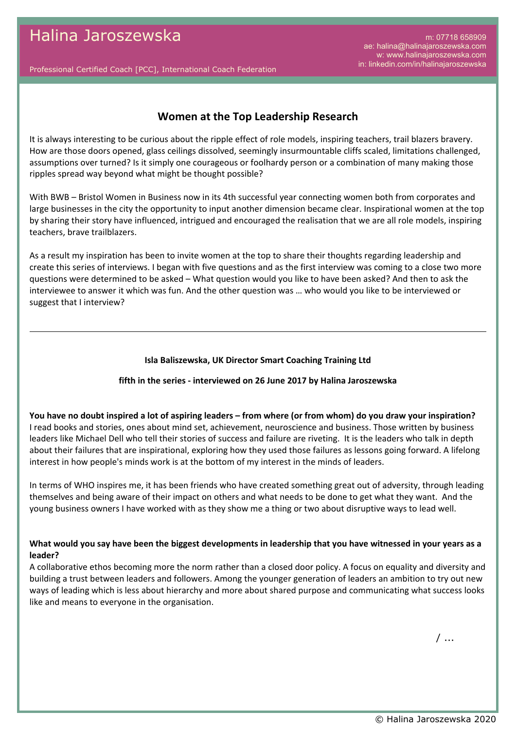# Halina Jaroszewska

Professional Certified Coach [PCC], International Coach Federation

m: 07718 658909
ae: halina@halinajaroszewska.com
w: www.halinajaroszewska.com
in: linkedin.com/in/halinajaroszewska

## Women at the Top Leadership Research

It is always interesting to be curious about the ripple effect of role models, inspiring teachers, trail blazers bravery. How are those doors opened, glass ceilings dissolved, seemingly insurmountable cliffs scaled, limitations challenged, assumptions over turned? Is it simply one courageous or foolhardy person or a combination of many making those ripples spread way beyond what might be thought possible?

With BWB – Bristol Women in Business now in its 4th successful year connecting women both from corporates and large businesses in the city the opportunity to input another dimension became clear. Inspirational women at the top by sharing their story have influenced, intrigued and encouraged the realisation that we are all role models, inspiring teachers, brave trailblazers.

As a result my inspiration has been to invite women at the top to share their thoughts regarding leadership and create this series of interviews. I began with five questions and as the first interview was coming to a close two more questions were determined to be asked – What question would you like to have been asked? And then to ask the interviewee to answer it which was fun. And the other question was … who would you like to be interviewed or suggest that I interview?

---

**Isla Baliszewska, UK Director Smart Coaching Training Ltd**

**fifth in the series - interviewed on 26 June 2017 by Halina Jaroszewska**

**You have no doubt inspired a lot of aspiring leaders – from where (or from whom) do you draw your inspiration?**
I read books and stories, ones about mind set, achievement, neuroscience and business. Those written by business leaders like Michael Dell who tell their stories of success and failure are riveting. It is the leaders who talk in depth about their failures that are inspirational, exploring how they used those failures as lessons going forward. A lifelong interest in how people's minds work is at the bottom of my interest in the minds of leaders.

In terms of WHO inspires me, it has been friends who have created something great out of adversity, through leading themselves and being aware of their impact on others and what needs to be done to get what they want. And the young business owners I have worked with as they show me a thing or two about disruptive ways to lead well.

**What would you say have been the biggest developments in leadership that you have witnessed in your years as a leader?**
A collaborative ethos becoming more the norm rather than a closed door policy. A focus on equality and diversity and building a trust between leaders and followers. Among the younger generation of leaders an ambition to try out new ways of leading which is less about hierarchy and more about shared purpose and communicating what success looks like and means to everyone in the organisation.

/ …

© Halina Jaroszewska 2020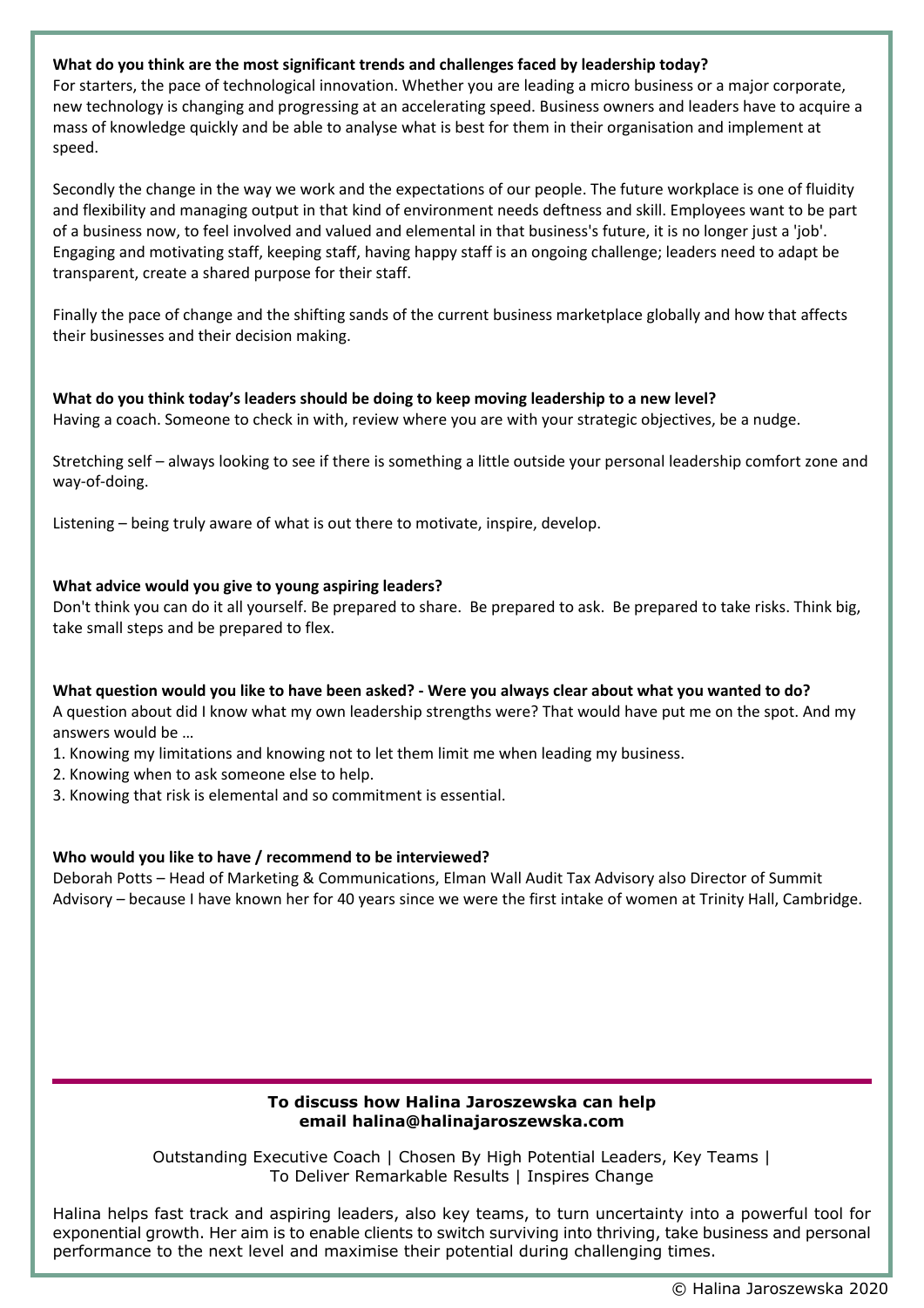**What do you think are the most significant trends and challenges faced by leadership today?**
For starters, the pace of technological innovation. Whether you are leading a micro business or a major corporate, new technology is changing and progressing at an accelerating speed. Business owners and leaders have to acquire a mass of knowledge quickly and be able to analyse what is best for them in their organisation and implement at speed.

Secondly the change in the way we work and the expectations of our people. The future workplace is one of fluidity and flexibility and managing output in that kind of environment needs deftness and skill. Employees want to be part of a business now, to feel involved and valued and elemental in that business's future, it is no longer just a 'job'. Engaging and motivating staff, keeping staff, having happy staff is an ongoing challenge; leaders need to adapt be transparent, create a shared purpose for their staff.

Finally the pace of change and the shifting sands of the current business marketplace globally and how that affects their businesses and their decision making.

**What do you think today's leaders should be doing to keep moving leadership to a new level?**
Having a coach. Someone to check in with, review where you are with your strategic objectives, be a nudge.

Stretching self – always looking to see if there is something a little outside your personal leadership comfort zone and way-of-doing.

Listening – being truly aware of what is out there to motivate, inspire, develop.

**What advice would you give to young aspiring leaders?**
Don't think you can do it all yourself. Be prepared to share. Be prepared to ask. Be prepared to take risks. Think big, take small steps and be prepared to flex.

**What question would you like to have been asked? - Were you always clear about what you wanted to do?**
A question about did I know what my own leadership strengths were? That would have put me on the spot. And my answers would be …
1. Knowing my limitations and knowing not to let them limit me when leading my business.
2. Knowing when to ask someone else to help.
3. Knowing that risk is elemental and so commitment is essential.

**Who would you like to have / recommend to be interviewed?**
Deborah Potts – Head of Marketing & Communications, Elman Wall Audit Tax Advisory also Director of Summit Advisory – because I have known her for 40 years since we were the first intake of women at Trinity Hall, Cambridge.

---

**To discuss how Halina Jaroszewska can help**
**email halina@halinajaroszewska.com**

Outstanding Executive Coach | Chosen By High Potential Leaders, Key Teams | To Deliver Remarkable Results | Inspires Change

Halina helps fast track and aspiring leaders, also key teams, to turn uncertainty into a powerful tool for exponential growth. Her aim is to enable clients to switch surviving into thriving, take business and personal performance to the next level and maximise their potential during challenging times.

© Halina Jaroszewska 2020